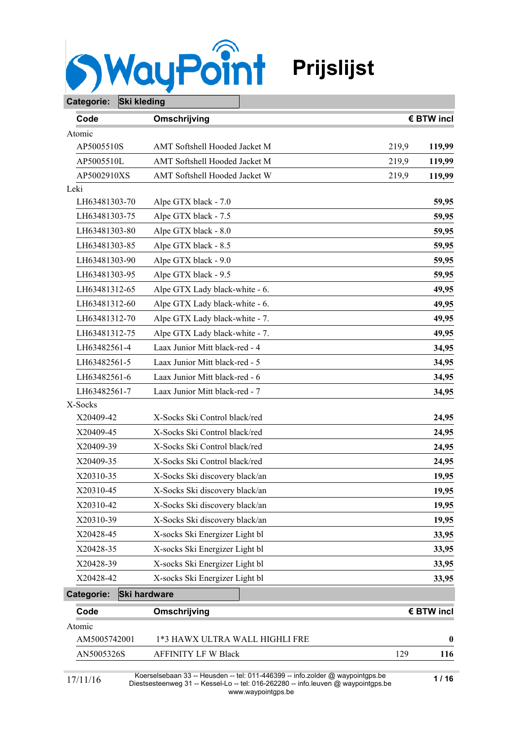# WayPoint Prijslijst

## Categorie: Ski kleding

| Code | Omschrijving | | € BTW incl |
|---|---|---|---|
| **Atomic** | | | |
| AP5005510S | AMT Softshell Hooded Jacket M | 219,9 | **119,99** |
| AP5005510L | AMT Softshell Hooded Jacket M | 219,9 | **119,99** |
| AP5002910XS | AMT Softshell Hooded Jacket W | 219,9 | **119,99** |
| **Leki** | | | |
| LH63481303-70 | Alpe GTX black - 7.0 | | **59,95** |
| LH63481303-75 | Alpe GTX black - 7.5 | | **59,95** |
| LH63481303-80 | Alpe GTX black - 8.0 | | **59,95** |
| LH63481303-85 | Alpe GTX black - 8.5 | | **59,95** |
| LH63481303-90 | Alpe GTX black - 9.0 | | **59,95** |
| LH63481303-95 | Alpe GTX black - 9.5 | | **59,95** |
| LH63481312-65 | Alpe GTX Lady black-white - 6. | | **49,95** |
| LH63481312-60 | Alpe GTX Lady black-white - 6. | | **49,95** |
| LH63481312-70 | Alpe GTX Lady black-white - 7. | | **49,95** |
| LH63481312-75 | Alpe GTX Lady black-white - 7. | | **49,95** |
| LH63482561-4 | Laax Junior Mitt black-red - 4 | | **34,95** |
| LH63482561-5 | Laax Junior Mitt black-red - 5 | | **34,95** |
| LH63482561-6 | Laax Junior Mitt black-red - 6 | | **34,95** |
| LH63482561-7 | Laax Junior Mitt black-red - 7 | | **34,95** |
| **X-Socks** | | | |
| X20409-42 | X-Socks Ski Control black/red | | **24,95** |
| X20409-45 | X-Socks Ski Control black/red | | **24,95** |
| X20409-39 | X-Socks Ski Control black/red | | **24,95** |
| X20409-35 | X-Socks Ski Control black/red | | **24,95** |
| X20310-35 | X-Socks Ski discovery black/an | | **19,95** |
| X20310-45 | X-Socks Ski discovery black/an | | **19,95** |
| X20310-42 | X-Socks Ski discovery black/an | | **19,95** |
| X20310-39 | X-Socks Ski discovery black/an | | **19,95** |
| X20428-45 | X-socks Ski Energizer Light bl | | **33,95** |
| X20428-35 | X-socks Ski Energizer Light bl | | **33,95** |
| X20428-39 | X-socks Ski Energizer Light bl | | **33,95** |
| X20428-42 | X-socks Ski Energizer Light bl | | **33,95** |

## Categorie: Ski hardware

| Code | Omschrijving | | € BTW incl |
|---|---|---|---|
| **Atomic** | | | |
| AM5005742001 | 1*3 HAWX ULTRA WALL HIGHLI FRE | | **0** |
| AN5005326S | AFFINITY LF W Black | 129 | **116** |

17/11/16

Koerselsebaan 33 -- Heusden -- tel: 011-446399 -- info.zolder @ waypointgps.be
Diestsesteenweg 31 -- Kessel-Lo -- tel: 016-262280 -- info.leuven @ waypointgps.be
www.waypointgps.be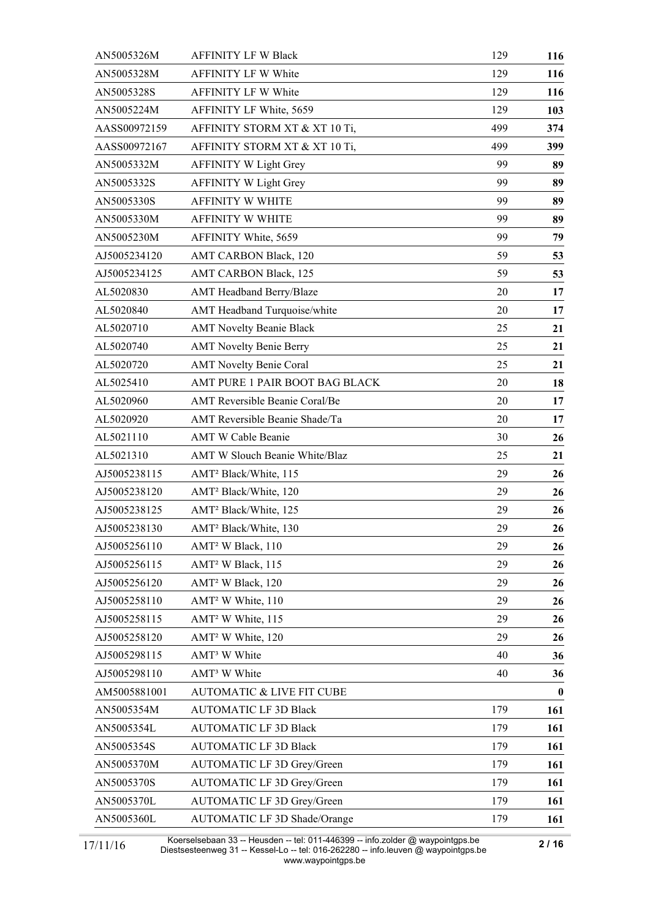| | | | |
|---|---|---|---|
| AN5005326M | AFFINITY LF W Black | 129 | **116** |
| AN5005328M | AFFINITY LF W White | 129 | **116** |
| AN5005328S | AFFINITY LF W White | 129 | **116** |
| AN5005224M | AFFINITY LF White, 5659 | 129 | **103** |
| AASS00972159 | AFFINITY STORM XT & XT 10 Ti, | 499 | **374** |
| AASS00972167 | AFFINITY STORM XT & XT 10 Ti, | 499 | **399** |
| AN5005332M | AFFINITY W Light Grey | 99 | **89** |
| AN5005332S | AFFINITY W Light Grey | 99 | **89** |
| AN5005330S | AFFINITY W WHITE | 99 | **89** |
| AN5005330M | AFFINITY W WHITE | 99 | **89** |
| AN5005230M | AFFINITY White, 5659 | 99 | **79** |
| AJ5005234120 | AMT CARBON Black, 120 | 59 | **53** |
| AJ5005234125 | AMT CARBON Black, 125 | 59 | **53** |
| AL5020830 | AMT Headband Berry/Blaze | 20 | **17** |
| AL5020840 | AMT Headband Turquoise/white | 20 | **17** |
| AL5020710 | AMT Novelty Beanie Black | 25 | **21** |
| AL5020740 | AMT Novelty Benie Berry | 25 | **21** |
| AL5020720 | AMT Novelty Benie Coral | 25 | **21** |
| AL5025410 | AMT PURE 1 PAIR BOOT BAG BLACK | 20 | **18** |
| AL5020960 | AMT Reversible Beanie Coral/Be | 20 | **17** |
| AL5020920 | AMT Reversible Beanie Shade/Ta | 20 | **17** |
| AL5021110 | AMT W Cable Beanie | 30 | **26** |
| AL5021310 | AMT W Slouch Beanie White/Blaz | 25 | **21** |
| AJ5005238115 | AMT² Black/White, 115 | 29 | **26** |
| AJ5005238120 | AMT² Black/White, 120 | 29 | **26** |
| AJ5005238125 | AMT² Black/White, 125 | 29 | **26** |
| AJ5005238130 | AMT² Black/White, 130 | 29 | **26** |
| AJ5005256110 | AMT² W Black, 110 | 29 | **26** |
| AJ5005256115 | AMT² W Black, 115 | 29 | **26** |
| AJ5005256120 | AMT² W Black, 120 | 29 | **26** |
| AJ5005258110 | AMT² W White, 110 | 29 | **26** |
| AJ5005258115 | AMT² W White, 115 | 29 | **26** |
| AJ5005258120 | AMT² W White, 120 | 29 | **26** |
| AJ5005298115 | AMT³ W White | 40 | **36** |
| AJ5005298110 | AMT³ W White | 40 | **36** |
| AM5005881001 | AUTOMATIC & LIVE FIT CUBE | | **0** |
| AN5005354M | AUTOMATIC LF 3D Black | 179 | **161** |
| AN5005354L | AUTOMATIC LF 3D Black | 179 | **161** |
| AN5005354S | AUTOMATIC LF 3D Black | 179 | **161** |
| AN5005370M | AUTOMATIC LF 3D Grey/Green | 179 | **161** |
| AN5005370S | AUTOMATIC LF 3D Grey/Green | 179 | **161** |
| AN5005370L | AUTOMATIC LF 3D Grey/Green | 179 | **161** |
| AN5005360L | AUTOMATIC LF 3D Shade/Orange | 179 | **161** |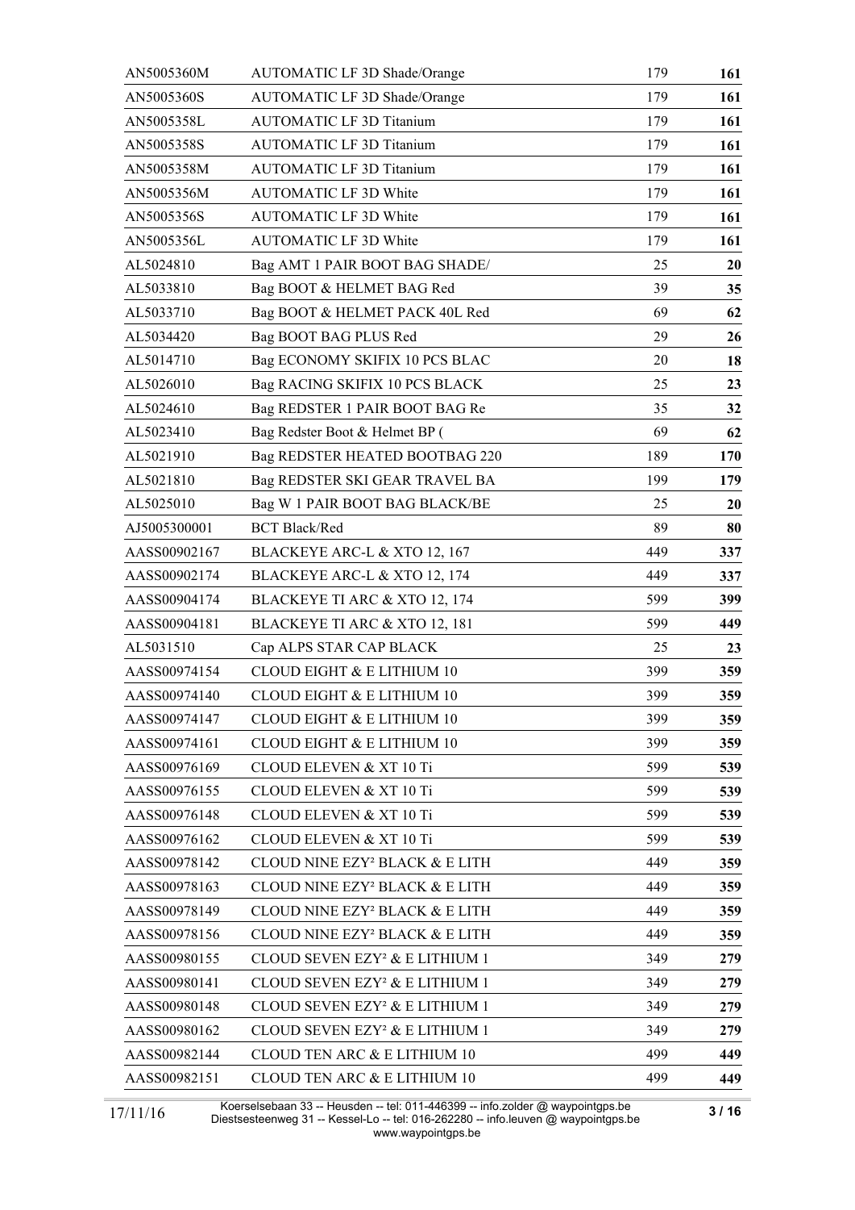| | | | |
|---|---|---|---|
| AN5005360M | AUTOMATIC LF 3D Shade/Orange | 179 | **161** |
| AN5005360S | AUTOMATIC LF 3D Shade/Orange | 179 | **161** |
| AN5005358L | AUTOMATIC LF 3D Titanium | 179 | **161** |
| AN5005358S | AUTOMATIC LF 3D Titanium | 179 | **161** |
| AN5005358M | AUTOMATIC LF 3D Titanium | 179 | **161** |
| AN5005356M | AUTOMATIC LF 3D White | 179 | **161** |
| AN5005356S | AUTOMATIC LF 3D White | 179 | **161** |
| AN5005356L | AUTOMATIC LF 3D White | 179 | **161** |
| AL5024810 | Bag AMT 1 PAIR BOOT BAG SHADE/ | 25 | **20** |
| AL5033810 | Bag BOOT & HELMET BAG Red | 39 | **35** |
| AL5033710 | Bag BOOT & HELMET PACK 40L Red | 69 | **62** |
| AL5034420 | Bag BOOT BAG PLUS Red | 29 | **26** |
| AL5014710 | Bag ECONOMY SKIFIX 10 PCS BLAC | 20 | **18** |
| AL5026010 | Bag RACING SKIFIX 10 PCS BLACK | 25 | **23** |
| AL5024610 | Bag REDSTER 1 PAIR BOOT BAG Re | 35 | **32** |
| AL5023410 | Bag Redster Boot & Helmet BP ( | 69 | **62** |
| AL5021910 | Bag REDSTER HEATED BOOTBAG 220 | 189 | **170** |
| AL5021810 | Bag REDSTER SKI GEAR TRAVEL BA | 199 | **179** |
| AL5025010 | Bag W 1 PAIR BOOT BAG BLACK/BE | 25 | **20** |
| AJ5005300001 | BCT Black/Red | 89 | **80** |
| AASS00902167 | BLACKEYE ARC-L & XTO 12, 167 | 449 | **337** |
| AASS00902174 | BLACKEYE ARC-L & XTO 12, 174 | 449 | **337** |
| AASS00904174 | BLACKEYE TI ARC & XTO 12, 174 | 599 | **399** |
| AASS00904181 | BLACKEYE TI ARC & XTO 12, 181 | 599 | **449** |
| AL5031510 | Cap ALPS STAR CAP BLACK | 25 | **23** |
| AASS00974154 | CLOUD EIGHT & E LITHIUM 10 | 399 | **359** |
| AASS00974140 | CLOUD EIGHT & E LITHIUM 10 | 399 | **359** |
| AASS00974147 | CLOUD EIGHT & E LITHIUM 10 | 399 | **359** |
| AASS00974161 | CLOUD EIGHT & E LITHIUM 10 | 399 | **359** |
| AASS00976169 | CLOUD ELEVEN & XT 10 Ti | 599 | **539** |
| AASS00976155 | CLOUD ELEVEN & XT 10 Ti | 599 | **539** |
| AASS00976148 | CLOUD ELEVEN & XT 10 Ti | 599 | **539** |
| AASS00976162 | CLOUD ELEVEN & XT 10 Ti | 599 | **539** |
| AASS00978142 | CLOUD NINE EZY² BLACK & E LITH | 449 | **359** |
| AASS00978163 | CLOUD NINE EZY² BLACK & E LITH | 449 | **359** |
| AASS00978149 | CLOUD NINE EZY² BLACK & E LITH | 449 | **359** |
| AASS00978156 | CLOUD NINE EZY² BLACK & E LITH | 449 | **359** |
| AASS00980155 | CLOUD SEVEN EZY² & E LITHIUM 1 | 349 | **279** |
| AASS00980141 | CLOUD SEVEN EZY² & E LITHIUM 1 | 349 | **279** |
| AASS00980148 | CLOUD SEVEN EZY² & E LITHIUM 1 | 349 | **279** |
| AASS00980162 | CLOUD SEVEN EZY² & E LITHIUM 1 | 349 | **279** |
| AASS00982144 | CLOUD TEN ARC & E LITHIUM 10 | 499 | **449** |
| AASS00982151 | CLOUD TEN ARC & E LITHIUM 10 | 499 | **449** |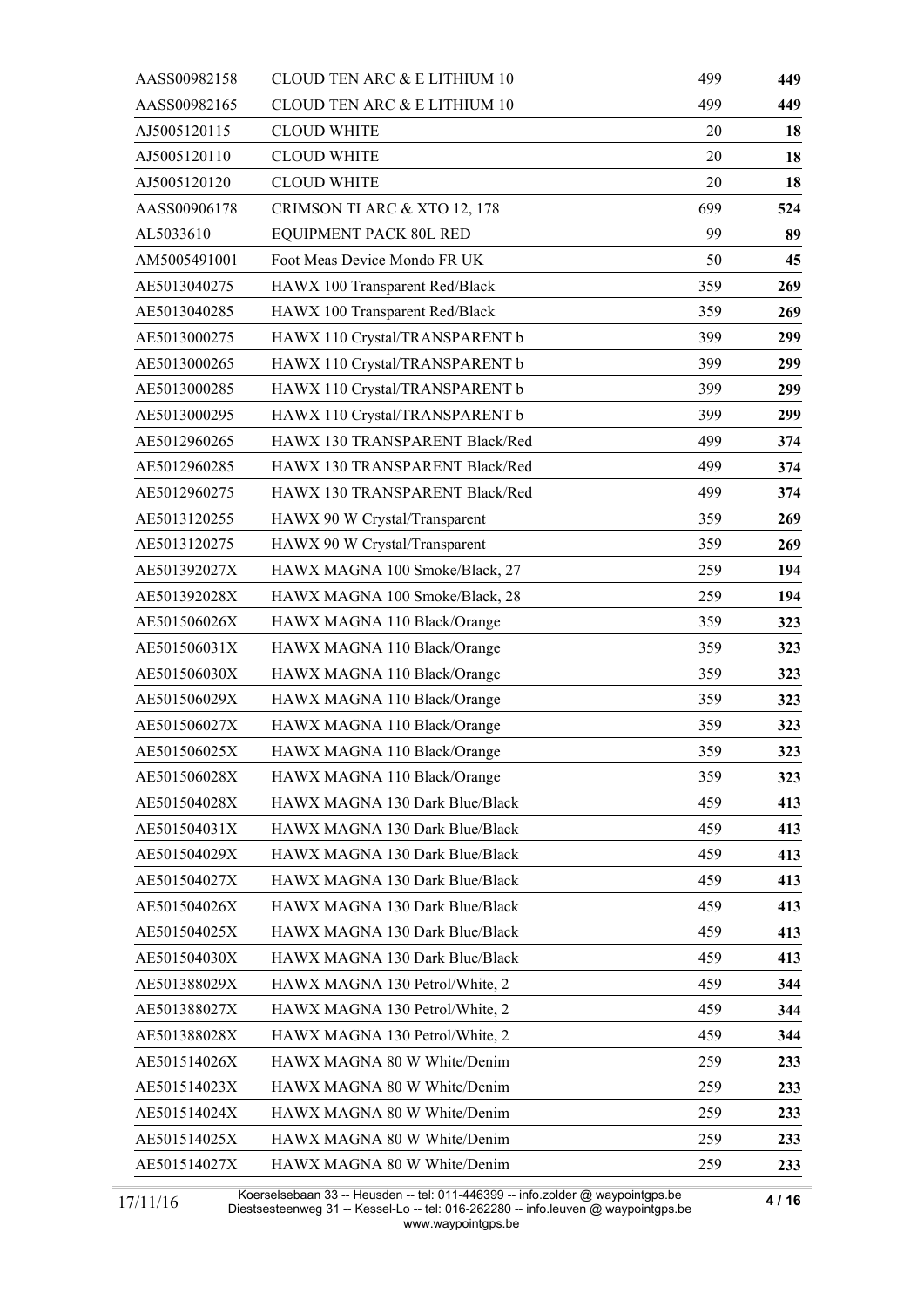| | | | |
|---|---|---|---|
| AASS00982158 | CLOUD TEN ARC & E LITHIUM 10 | 499 | **449** |
| AASS00982165 | CLOUD TEN ARC & E LITHIUM 10 | 499 | **449** |
| AJ5005120115 | CLOUD WHITE | 20 | **18** |
| AJ5005120110 | CLOUD WHITE | 20 | **18** |
| AJ5005120120 | CLOUD WHITE | 20 | **18** |
| AASS00906178 | CRIMSON TI ARC & XTO 12, 178 | 699 | **524** |
| AL5033610 | EQUIPMENT PACK 80L RED | 99 | **89** |
| AM5005491001 | Foot Meas Device Mondo FR UK | 50 | **45** |
| AE5013040275 | HAWX 100 Transparent Red/Black | 359 | **269** |
| AE5013040285 | HAWX 100 Transparent Red/Black | 359 | **269** |
| AE5013000275 | HAWX 110 Crystal/TRANSPARENT b | 399 | **299** |
| AE5013000265 | HAWX 110 Crystal/TRANSPARENT b | 399 | **299** |
| AE5013000285 | HAWX 110 Crystal/TRANSPARENT b | 399 | **299** |
| AE5013000295 | HAWX 110 Crystal/TRANSPARENT b | 399 | **299** |
| AE5012960265 | HAWX 130 TRANSPARENT Black/Red | 499 | **374** |
| AE5012960285 | HAWX 130 TRANSPARENT Black/Red | 499 | **374** |
| AE5012960275 | HAWX 130 TRANSPARENT Black/Red | 499 | **374** |
| AE5013120255 | HAWX 90 W Crystal/Transparent | 359 | **269** |
| AE5013120275 | HAWX 90 W Crystal/Transparent | 359 | **269** |
| AE501392027X | HAWX MAGNA 100 Smoke/Black, 27 | 259 | **194** |
| AE501392028X | HAWX MAGNA 100 Smoke/Black, 28 | 259 | **194** |
| AE501506026X | HAWX MAGNA 110 Black/Orange | 359 | **323** |
| AE501506031X | HAWX MAGNA 110 Black/Orange | 359 | **323** |
| AE501506030X | HAWX MAGNA 110 Black/Orange | 359 | **323** |
| AE501506029X | HAWX MAGNA 110 Black/Orange | 359 | **323** |
| AE501506027X | HAWX MAGNA 110 Black/Orange | 359 | **323** |
| AE501506025X | HAWX MAGNA 110 Black/Orange | 359 | **323** |
| AE501506028X | HAWX MAGNA 110 Black/Orange | 359 | **323** |
| AE501504028X | HAWX MAGNA 130 Dark Blue/Black | 459 | **413** |
| AE501504031X | HAWX MAGNA 130 Dark Blue/Black | 459 | **413** |
| AE501504029X | HAWX MAGNA 130 Dark Blue/Black | 459 | **413** |
| AE501504027X | HAWX MAGNA 130 Dark Blue/Black | 459 | **413** |
| AE501504026X | HAWX MAGNA 130 Dark Blue/Black | 459 | **413** |
| AE501504025X | HAWX MAGNA 130 Dark Blue/Black | 459 | **413** |
| AE501504030X | HAWX MAGNA 130 Dark Blue/Black | 459 | **413** |
| AE501388029X | HAWX MAGNA 130 Petrol/White, 2 | 459 | **344** |
| AE501388027X | HAWX MAGNA 130 Petrol/White, 2 | 459 | **344** |
| AE501388028X | HAWX MAGNA 130 Petrol/White, 2 | 459 | **344** |
| AE501514026X | HAWX MAGNA 80 W White/Denim | 259 | **233** |
| AE501514023X | HAWX MAGNA 80 W White/Denim | 259 | **233** |
| AE501514024X | HAWX MAGNA 80 W White/Denim | 259 | **233** |
| AE501514025X | HAWX MAGNA 80 W White/Denim | 259 | **233** |
| AE501514027X | HAWX MAGNA 80 W White/Denim | 259 | **233** |

17/11/16

Koerselsebaan 33 -- Heusden -- tel: 011-446399 -- info.zolder @ waypointgps.be
Diestsesteenweg 31 -- Kessel-Lo -- tel: 016-262280 -- info.leuven @ waypointgps.be
www.waypointgps.be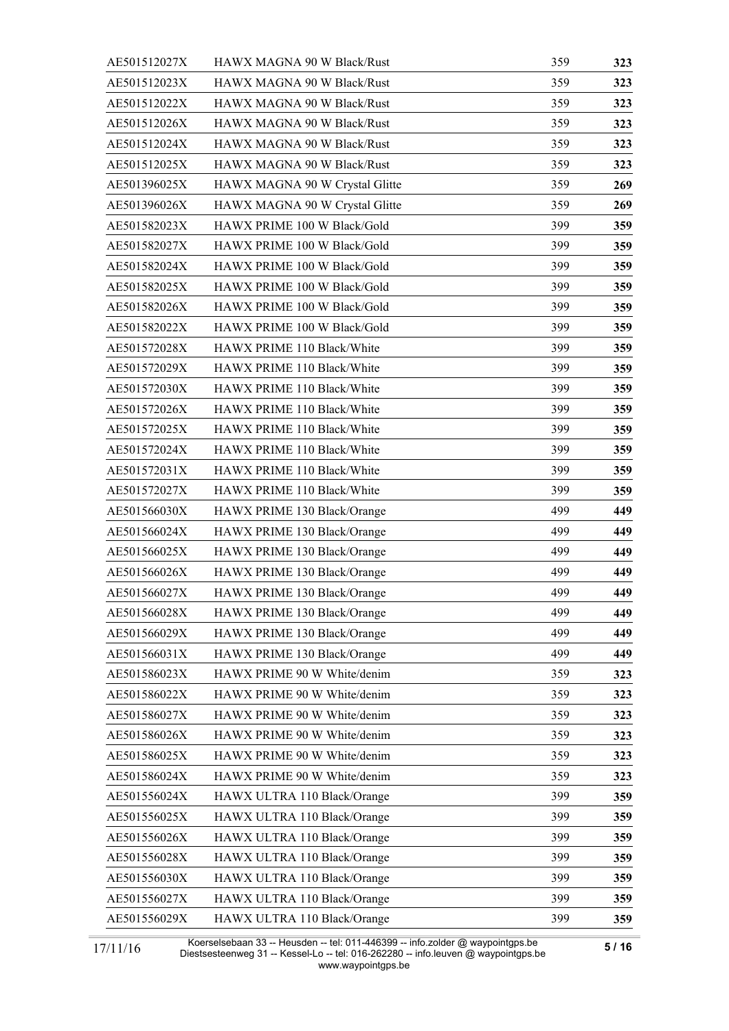| | | | |
|---|---|---|---|
| AE501512027X | HAWX MAGNA 90 W Black/Rust | 359 | **323** |
| AE501512023X | HAWX MAGNA 90 W Black/Rust | 359 | **323** |
| AE501512022X | HAWX MAGNA 90 W Black/Rust | 359 | **323** |
| AE501512026X | HAWX MAGNA 90 W Black/Rust | 359 | **323** |
| AE501512024X | HAWX MAGNA 90 W Black/Rust | 359 | **323** |
| AE501512025X | HAWX MAGNA 90 W Black/Rust | 359 | **323** |
| AE501396025X | HAWX MAGNA 90 W Crystal Glitte | 359 | **269** |
| AE501396026X | HAWX MAGNA 90 W Crystal Glitte | 359 | **269** |
| AE501582023X | HAWX PRIME 100 W Black/Gold | 399 | **359** |
| AE501582027X | HAWX PRIME 100 W Black/Gold | 399 | **359** |
| AE501582024X | HAWX PRIME 100 W Black/Gold | 399 | **359** |
| AE501582025X | HAWX PRIME 100 W Black/Gold | 399 | **359** |
| AE501582026X | HAWX PRIME 100 W Black/Gold | 399 | **359** |
| AE501582022X | HAWX PRIME 100 W Black/Gold | 399 | **359** |
| AE501572028X | HAWX PRIME 110 Black/White | 399 | **359** |
| AE501572029X | HAWX PRIME 110 Black/White | 399 | **359** |
| AE501572030X | HAWX PRIME 110 Black/White | 399 | **359** |
| AE501572026X | HAWX PRIME 110 Black/White | 399 | **359** |
| AE501572025X | HAWX PRIME 110 Black/White | 399 | **359** |
| AE501572024X | HAWX PRIME 110 Black/White | 399 | **359** |
| AE501572031X | HAWX PRIME 110 Black/White | 399 | **359** |
| AE501572027X | HAWX PRIME 110 Black/White | 399 | **359** |
| AE501566030X | HAWX PRIME 130 Black/Orange | 499 | **449** |
| AE501566024X | HAWX PRIME 130 Black/Orange | 499 | **449** |
| AE501566025X | HAWX PRIME 130 Black/Orange | 499 | **449** |
| AE501566026X | HAWX PRIME 130 Black/Orange | 499 | **449** |
| AE501566027X | HAWX PRIME 130 Black/Orange | 499 | **449** |
| AE501566028X | HAWX PRIME 130 Black/Orange | 499 | **449** |
| AE501566029X | HAWX PRIME 130 Black/Orange | 499 | **449** |
| AE501566031X | HAWX PRIME 130 Black/Orange | 499 | **449** |
| AE501586023X | HAWX PRIME 90 W White/denim | 359 | **323** |
| AE501586022X | HAWX PRIME 90 W White/denim | 359 | **323** |
| AE501586027X | HAWX PRIME 90 W White/denim | 359 | **323** |
| AE501586026X | HAWX PRIME 90 W White/denim | 359 | **323** |
| AE501586025X | HAWX PRIME 90 W White/denim | 359 | **323** |
| AE501586024X | HAWX PRIME 90 W White/denim | 359 | **323** |
| AE501556024X | HAWX ULTRA 110 Black/Orange | 399 | **359** |
| AE501556025X | HAWX ULTRA 110 Black/Orange | 399 | **359** |
| AE501556026X | HAWX ULTRA 110 Black/Orange | 399 | **359** |
| AE501556028X | HAWX ULTRA 110 Black/Orange | 399 | **359** |
| AE501556030X | HAWX ULTRA 110 Black/Orange | 399 | **359** |
| AE501556027X | HAWX ULTRA 110 Black/Orange | 399 | **359** |
| AE501556029X | HAWX ULTRA 110 Black/Orange | 399 | **359** |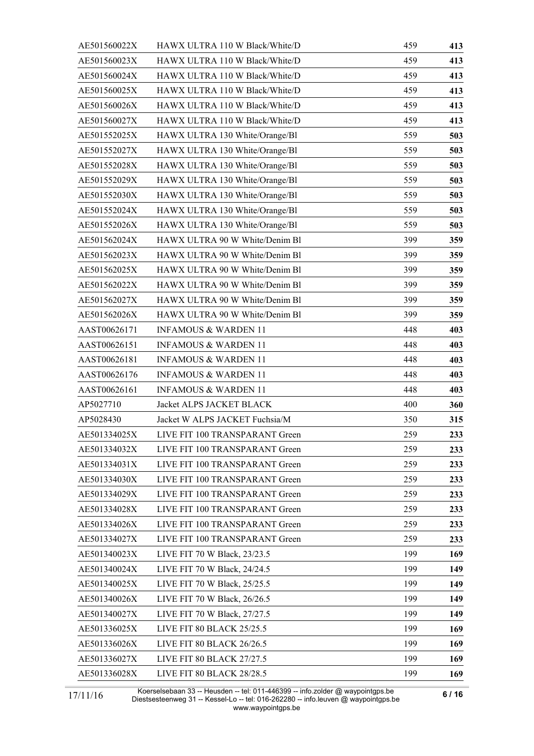| | | | |
|---|---|---|---|
| AE501560022X | HAWX ULTRA 110 W Black/White/D | 459 | **413** |
| AE501560023X | HAWX ULTRA 110 W Black/White/D | 459 | **413** |
| AE501560024X | HAWX ULTRA 110 W Black/White/D | 459 | **413** |
| AE501560025X | HAWX ULTRA 110 W Black/White/D | 459 | **413** |
| AE501560026X | HAWX ULTRA 110 W Black/White/D | 459 | **413** |
| AE501560027X | HAWX ULTRA 110 W Black/White/D | 459 | **413** |
| AE501552025X | HAWX ULTRA 130 White/Orange/Bl | 559 | **503** |
| AE501552027X | HAWX ULTRA 130 White/Orange/Bl | 559 | **503** |
| AE501552028X | HAWX ULTRA 130 White/Orange/Bl | 559 | **503** |
| AE501552029X | HAWX ULTRA 130 White/Orange/Bl | 559 | **503** |
| AE501552030X | HAWX ULTRA 130 White/Orange/Bl | 559 | **503** |
| AE501552024X | HAWX ULTRA 130 White/Orange/Bl | 559 | **503** |
| AE501552026X | HAWX ULTRA 130 White/Orange/Bl | 559 | **503** |
| AE501562024X | HAWX ULTRA 90 W White/Denim Bl | 399 | **359** |
| AE501562023X | HAWX ULTRA 90 W White/Denim Bl | 399 | **359** |
| AE501562025X | HAWX ULTRA 90 W White/Denim Bl | 399 | **359** |
| AE501562022X | HAWX ULTRA 90 W White/Denim Bl | 399 | **359** |
| AE501562027X | HAWX ULTRA 90 W White/Denim Bl | 399 | **359** |
| AE501562026X | HAWX ULTRA 90 W White/Denim Bl | 399 | **359** |
| AAST00626171 | INFAMOUS & WARDEN 11 | 448 | **403** |
| AAST00626151 | INFAMOUS & WARDEN 11 | 448 | **403** |
| AAST00626181 | INFAMOUS & WARDEN 11 | 448 | **403** |
| AAST00626176 | INFAMOUS & WARDEN 11 | 448 | **403** |
| AAST00626161 | INFAMOUS & WARDEN 11 | 448 | **403** |
| AP5027710 | Jacket ALPS JACKET BLACK | 400 | **360** |
| AP5028430 | Jacket W ALPS JACKET Fuchsia/M | 350 | **315** |
| AE501334025X | LIVE FIT 100 TRANSPARANT Green | 259 | **233** |
| AE501334032X | LIVE FIT 100 TRANSPARANT Green | 259 | **233** |
| AE501334031X | LIVE FIT 100 TRANSPARANT Green | 259 | **233** |
| AE501334030X | LIVE FIT 100 TRANSPARANT Green | 259 | **233** |
| AE501334029X | LIVE FIT 100 TRANSPARANT Green | 259 | **233** |
| AE501334028X | LIVE FIT 100 TRANSPARANT Green | 259 | **233** |
| AE501334026X | LIVE FIT 100 TRANSPARANT Green | 259 | **233** |
| AE501334027X | LIVE FIT 100 TRANSPARANT Green | 259 | **233** |
| AE501340023X | LIVE FIT 70 W Black, 23/23.5 | 199 | **169** |
| AE501340024X | LIVE FIT 70 W Black, 24/24.5 | 199 | **149** |
| AE501340025X | LIVE FIT 70 W Black, 25/25.5 | 199 | **149** |
| AE501340026X | LIVE FIT 70 W Black, 26/26.5 | 199 | **149** |
| AE501340027X | LIVE FIT 70 W Black, 27/27.5 | 199 | **149** |
| AE501336025X | LIVE FIT 80 BLACK 25/25.5 | 199 | **169** |
| AE501336026X | LIVE FIT 80 BLACK 26/26.5 | 199 | **169** |
| AE501336027X | LIVE FIT 80 BLACK 27/27.5 | 199 | **169** |
| AE501336028X | LIVE FIT 80 BLACK 28/28.5 | 199 | **169** |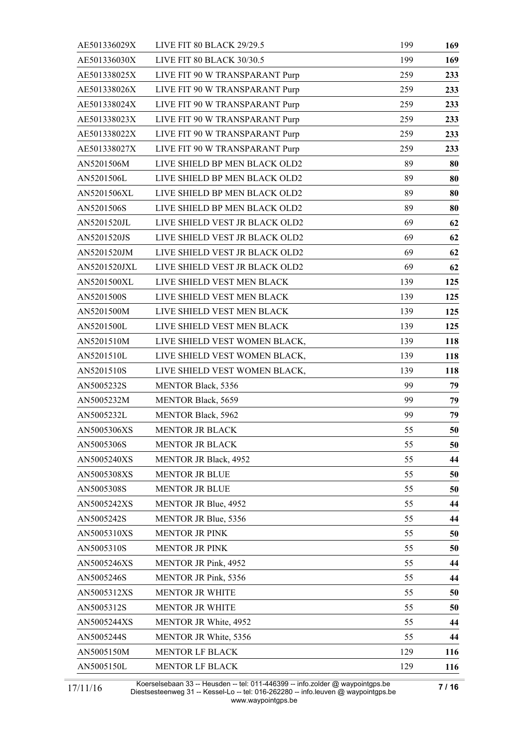| | | | |
|---|---|---|---|
| AE501336029X | LIVE FIT 80 BLACK 29/29.5 | 199 | **169** |
| AE501336030X | LIVE FIT 80 BLACK 30/30.5 | 199 | **169** |
| AE501338025X | LIVE FIT 90 W TRANSPARANT Purp | 259 | **233** |
| AE501338026X | LIVE FIT 90 W TRANSPARANT Purp | 259 | **233** |
| AE501338024X | LIVE FIT 90 W TRANSPARANT Purp | 259 | **233** |
| AE501338023X | LIVE FIT 90 W TRANSPARANT Purp | 259 | **233** |
| AE501338022X | LIVE FIT 90 W TRANSPARANT Purp | 259 | **233** |
| AE501338027X | LIVE FIT 90 W TRANSPARANT Purp | 259 | **233** |
| AN5201506M | LIVE SHIELD BP MEN BLACK OLD2 | 89 | **80** |
| AN5201506L | LIVE SHIELD BP MEN BLACK OLD2 | 89 | **80** |
| AN5201506XL | LIVE SHIELD BP MEN BLACK OLD2 | 89 | **80** |
| AN5201506S | LIVE SHIELD BP MEN BLACK OLD2 | 89 | **80** |
| AN5201520JL | LIVE SHIELD VEST JR BLACK OLD2 | 69 | **62** |
| AN5201520JS | LIVE SHIELD VEST JR BLACK OLD2 | 69 | **62** |
| AN5201520JM | LIVE SHIELD VEST JR BLACK OLD2 | 69 | **62** |
| AN5201520JXL | LIVE SHIELD VEST JR BLACK OLD2 | 69 | **62** |
| AN5201500XL | LIVE SHIELD VEST MEN BLACK | 139 | **125** |
| AN5201500S | LIVE SHIELD VEST MEN BLACK | 139 | **125** |
| AN5201500M | LIVE SHIELD VEST MEN BLACK | 139 | **125** |
| AN5201500L | LIVE SHIELD VEST MEN BLACK | 139 | **125** |
| AN5201510M | LIVE SHIELD VEST WOMEN BLACK, | 139 | **118** |
| AN5201510L | LIVE SHIELD VEST WOMEN BLACK, | 139 | **118** |
| AN5201510S | LIVE SHIELD VEST WOMEN BLACK, | 139 | **118** |
| AN5005232S | MENTOR Black, 5356 | 99 | **79** |
| AN5005232M | MENTOR Black, 5659 | 99 | **79** |
| AN5005232L | MENTOR Black, 5962 | 99 | **79** |
| AN5005306XS | MENTOR JR BLACK | 55 | **50** |
| AN5005306S | MENTOR JR BLACK | 55 | **50** |
| AN5005240XS | MENTOR JR Black, 4952 | 55 | **44** |
| AN5005308XS | MENTOR JR BLUE | 55 | **50** |
| AN5005308S | MENTOR JR BLUE | 55 | **50** |
| AN5005242XS | MENTOR JR Blue, 4952 | 55 | **44** |
| AN5005242S | MENTOR JR Blue, 5356 | 55 | **44** |
| AN5005310XS | MENTOR JR PINK | 55 | **50** |
| AN5005310S | MENTOR JR PINK | 55 | **50** |
| AN5005246XS | MENTOR JR Pink, 4952 | 55 | **44** |
| AN5005246S | MENTOR JR Pink, 5356 | 55 | **44** |
| AN5005312XS | MENTOR JR WHITE | 55 | **50** |
| AN5005312S | MENTOR JR WHITE | 55 | **50** |
| AN5005244XS | MENTOR JR White, 4952 | 55 | **44** |
| AN5005244S | MENTOR JR White, 5356 | 55 | **44** |
| AN5005150M | MENTOR LF BLACK | 129 | **116** |
| AN5005150L | MENTOR LF BLACK | 129 | **116** |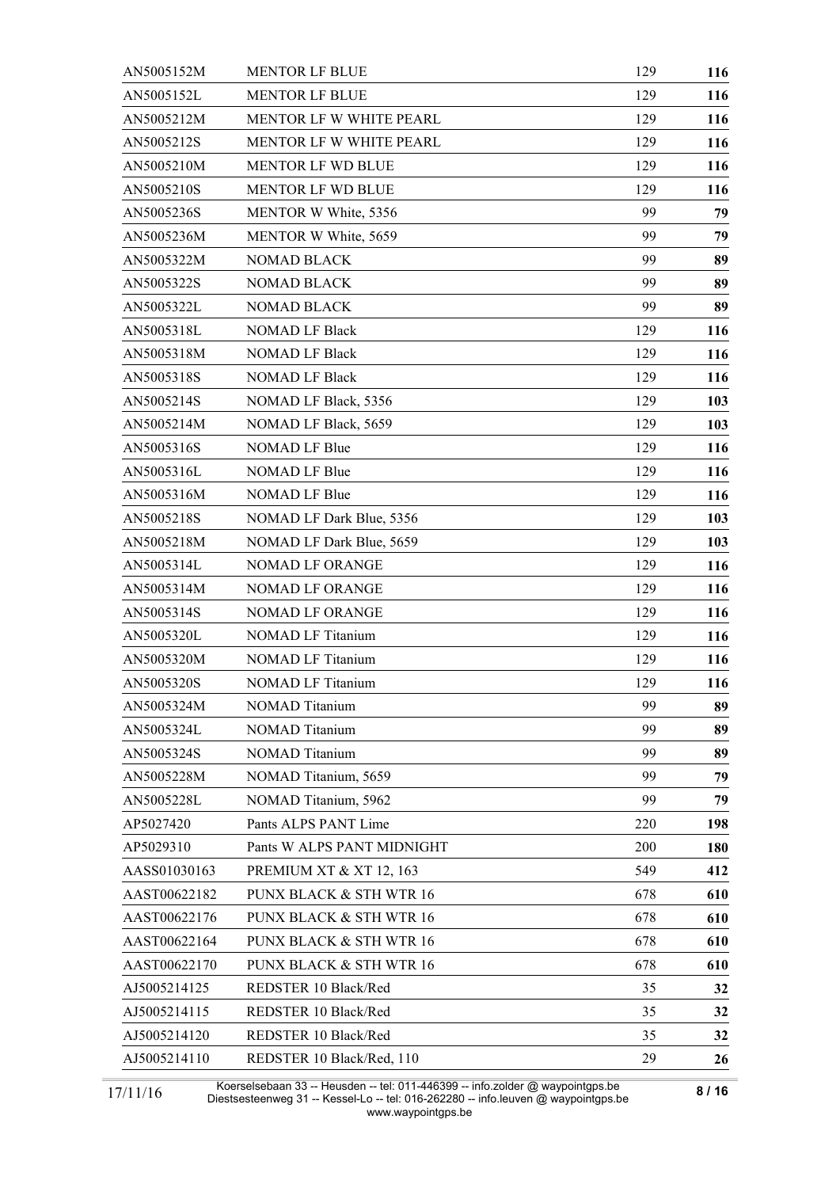| | | | |
|---|---|---|---|
| AN5005152M | MENTOR LF BLUE | 129 | **116** |
| AN5005152L | MENTOR LF BLUE | 129 | **116** |
| AN5005212M | MENTOR LF W WHITE PEARL | 129 | **116** |
| AN5005212S | MENTOR LF W WHITE PEARL | 129 | **116** |
| AN5005210M | MENTOR LF WD BLUE | 129 | **116** |
| AN5005210S | MENTOR LF WD BLUE | 129 | **116** |
| AN5005236S | MENTOR W White, 5356 | 99 | **79** |
| AN5005236M | MENTOR W White, 5659 | 99 | **79** |
| AN5005322M | NOMAD BLACK | 99 | **89** |
| AN5005322S | NOMAD BLACK | 99 | **89** |
| AN5005322L | NOMAD BLACK | 99 | **89** |
| AN5005318L | NOMAD LF Black | 129 | **116** |
| AN5005318M | NOMAD LF Black | 129 | **116** |
| AN5005318S | NOMAD LF Black | 129 | **116** |
| AN5005214S | NOMAD LF Black, 5356 | 129 | **103** |
| AN5005214M | NOMAD LF Black, 5659 | 129 | **103** |
| AN5005316S | NOMAD LF Blue | 129 | **116** |
| AN5005316L | NOMAD LF Blue | 129 | **116** |
| AN5005316M | NOMAD LF Blue | 129 | **116** |
| AN5005218S | NOMAD LF Dark Blue, 5356 | 129 | **103** |
| AN5005218M | NOMAD LF Dark Blue, 5659 | 129 | **103** |
| AN5005314L | NOMAD LF ORANGE | 129 | **116** |
| AN5005314M | NOMAD LF ORANGE | 129 | **116** |
| AN5005314S | NOMAD LF ORANGE | 129 | **116** |
| AN5005320L | NOMAD LF Titanium | 129 | **116** |
| AN5005320M | NOMAD LF Titanium | 129 | **116** |
| AN5005320S | NOMAD LF Titanium | 129 | **116** |
| AN5005324M | NOMAD Titanium | 99 | **89** |
| AN5005324L | NOMAD Titanium | 99 | **89** |
| AN5005324S | NOMAD Titanium | 99 | **89** |
| AN5005228M | NOMAD Titanium, 5659 | 99 | **79** |
| AN5005228L | NOMAD Titanium, 5962 | 99 | **79** |
| AP5027420 | Pants ALPS PANT Lime | 220 | **198** |
| AP5029310 | Pants W ALPS PANT MIDNIGHT | 200 | **180** |
| AASS01030163 | PREMIUM XT & XT 12, 163 | 549 | **412** |
| AAST00622182 | PUNX BLACK & STH WTR 16 | 678 | **610** |
| AAST00622176 | PUNX BLACK & STH WTR 16 | 678 | **610** |
| AAST00622164 | PUNX BLACK & STH WTR 16 | 678 | **610** |
| AAST00622170 | PUNX BLACK & STH WTR 16 | 678 | **610** |
| AJ5005214125 | REDSTER 10 Black/Red | 35 | **32** |
| AJ5005214115 | REDSTER 10 Black/Red | 35 | **32** |
| AJ5005214120 | REDSTER 10 Black/Red | 35 | **32** |
| AJ5005214110 | REDSTER 10 Black/Red, 110 | 29 | **26** |

17/11/16

Koerselsebaan 33 -- Heusden -- tel: 011-446399 -- info.zolder @ waypointgps.be
Diestsesteenweg 31 -- Kessel-Lo -- tel: 016-262280 -- info.leuven @ waypointgps.be
www.waypointgps.be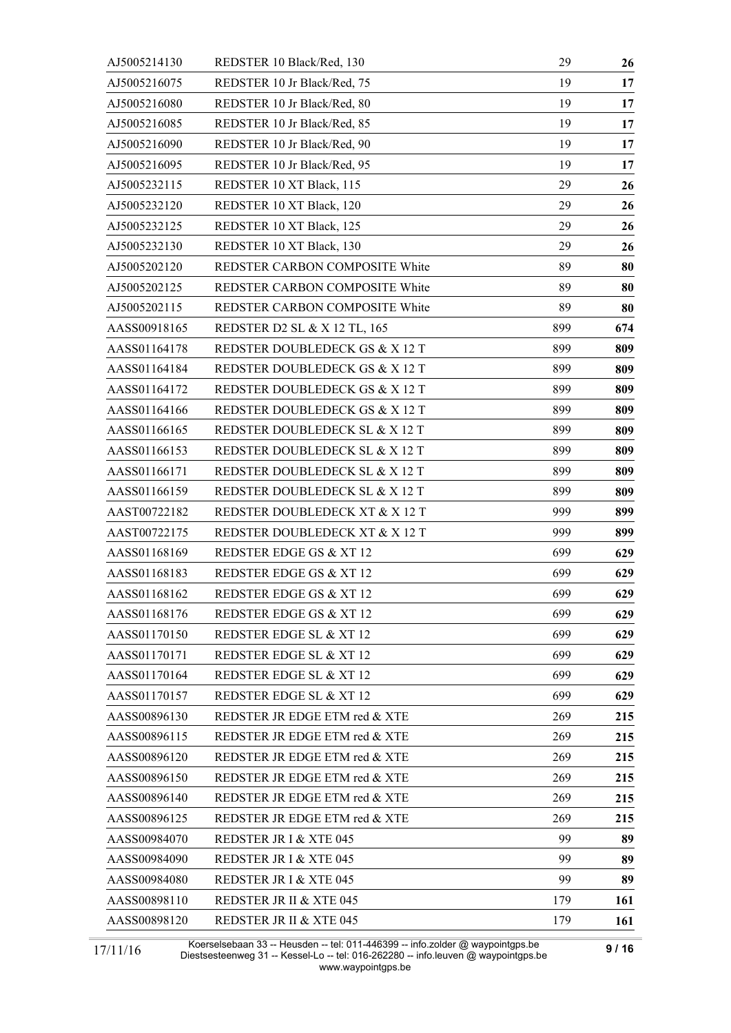| | | | |
|---|---|---|---|
| AJ5005214130 | REDSTER 10 Black/Red, 130 | 29 | **26** |
| AJ5005216075 | REDSTER 10 Jr Black/Red, 75 | 19 | **17** |
| AJ5005216080 | REDSTER 10 Jr Black/Red, 80 | 19 | **17** |
| AJ5005216085 | REDSTER 10 Jr Black/Red, 85 | 19 | **17** |
| AJ5005216090 | REDSTER 10 Jr Black/Red, 90 | 19 | **17** |
| AJ5005216095 | REDSTER 10 Jr Black/Red, 95 | 19 | **17** |
| AJ5005232115 | REDSTER 10 XT Black, 115 | 29 | **26** |
| AJ5005232120 | REDSTER 10 XT Black, 120 | 29 | **26** |
| AJ5005232125 | REDSTER 10 XT Black, 125 | 29 | **26** |
| AJ5005232130 | REDSTER 10 XT Black, 130 | 29 | **26** |
| AJ5005202120 | REDSTER CARBON COMPOSITE White | 89 | **80** |
| AJ5005202125 | REDSTER CARBON COMPOSITE White | 89 | **80** |
| AJ5005202115 | REDSTER CARBON COMPOSITE White | 89 | **80** |
| AASS00918165 | REDSTER D2 SL & X 12 TL, 165 | 899 | **674** |
| AASS01164178 | REDSTER DOUBLEDECK GS & X 12 T | 899 | **809** |
| AASS01164184 | REDSTER DOUBLEDECK GS & X 12 T | 899 | **809** |
| AASS01164172 | REDSTER DOUBLEDECK GS & X 12 T | 899 | **809** |
| AASS01164166 | REDSTER DOUBLEDECK GS & X 12 T | 899 | **809** |
| AASS01166165 | REDSTER DOUBLEDECK SL & X 12 T | 899 | **809** |
| AASS01166153 | REDSTER DOUBLEDECK SL & X 12 T | 899 | **809** |
| AASS01166171 | REDSTER DOUBLEDECK SL & X 12 T | 899 | **809** |
| AASS01166159 | REDSTER DOUBLEDECK SL & X 12 T | 899 | **809** |
| AAST00722182 | REDSTER DOUBLEDECK XT & X 12 T | 999 | **899** |
| AAST00722175 | REDSTER DOUBLEDECK XT & X 12 T | 999 | **899** |
| AASS01168169 | REDSTER EDGE GS & XT 12 | 699 | **629** |
| AASS01168183 | REDSTER EDGE GS & XT 12 | 699 | **629** |
| AASS01168162 | REDSTER EDGE GS & XT 12 | 699 | **629** |
| AASS01168176 | REDSTER EDGE GS & XT 12 | 699 | **629** |
| AASS01170150 | REDSTER EDGE SL & XT 12 | 699 | **629** |
| AASS01170171 | REDSTER EDGE SL & XT 12 | 699 | **629** |
| AASS01170164 | REDSTER EDGE SL & XT 12 | 699 | **629** |
| AASS01170157 | REDSTER EDGE SL & XT 12 | 699 | **629** |
| AASS00896130 | REDSTER JR EDGE ETM red & XTE | 269 | **215** |
| AASS00896115 | REDSTER JR EDGE ETM red & XTE | 269 | **215** |
| AASS00896120 | REDSTER JR EDGE ETM red & XTE | 269 | **215** |
| AASS00896150 | REDSTER JR EDGE ETM red & XTE | 269 | **215** |
| AASS00896140 | REDSTER JR EDGE ETM red & XTE | 269 | **215** |
| AASS00896125 | REDSTER JR EDGE ETM red & XTE | 269 | **215** |
| AASS00984070 | REDSTER JR I & XTE 045 | 99 | **89** |
| AASS00984090 | REDSTER JR I & XTE 045 | 99 | **89** |
| AASS00984080 | REDSTER JR I & XTE 045 | 99 | **89** |
| AASS00898110 | REDSTER JR II & XTE 045 | 179 | **161** |
| AASS00898120 | REDSTER JR II & XTE 045 | 179 | **161** |

17/11/16

Koerselsebaan 33 -- Heusden -- tel: 011-446399 -- info.zolder @ waypointgps.be
Diestsesteenweg 31 -- Kessel-Lo -- tel: 016-262280 -- info.leuven @ waypointgps.be
www.waypointgps.be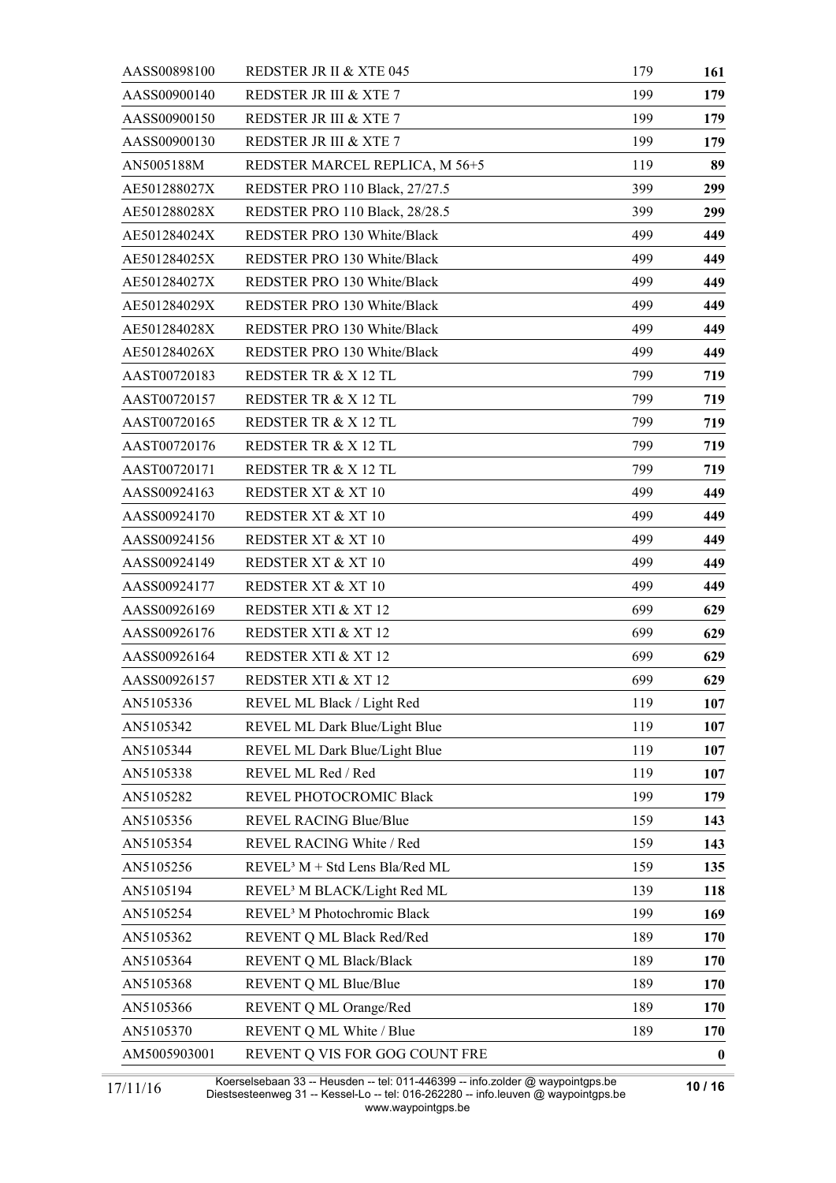| | | | |
|---|---|---|---|
| AASS00898100 | REDSTER JR II & XTE 045 | 179 | **161** |
| AASS00900140 | REDSTER JR III & XTE 7 | 199 | **179** |
| AASS00900150 | REDSTER JR III & XTE 7 | 199 | **179** |
| AASS00900130 | REDSTER JR III & XTE 7 | 199 | **179** |
| AN5005188M | REDSTER MARCEL REPLICA, M 56+5 | 119 | **89** |
| AE501288027X | REDSTER PRO 110 Black, 27/27.5 | 399 | **299** |
| AE501288028X | REDSTER PRO 110 Black, 28/28.5 | 399 | **299** |
| AE501284024X | REDSTER PRO 130 White/Black | 499 | **449** |
| AE501284025X | REDSTER PRO 130 White/Black | 499 | **449** |
| AE501284027X | REDSTER PRO 130 White/Black | 499 | **449** |
| AE501284029X | REDSTER PRO 130 White/Black | 499 | **449** |
| AE501284028X | REDSTER PRO 130 White/Black | 499 | **449** |
| AE501284026X | REDSTER PRO 130 White/Black | 499 | **449** |
| AAST00720183 | REDSTER TR & X 12 TL | 799 | **719** |
| AAST00720157 | REDSTER TR & X 12 TL | 799 | **719** |
| AAST00720165 | REDSTER TR & X 12 TL | 799 | **719** |
| AAST00720176 | REDSTER TR & X 12 TL | 799 | **719** |
| AAST00720171 | REDSTER TR & X 12 TL | 799 | **719** |
| AASS00924163 | REDSTER XT & XT 10 | 499 | **449** |
| AASS00924170 | REDSTER XT & XT 10 | 499 | **449** |
| AASS00924156 | REDSTER XT & XT 10 | 499 | **449** |
| AASS00924149 | REDSTER XT & XT 10 | 499 | **449** |
| AASS00924177 | REDSTER XT & XT 10 | 499 | **449** |
| AASS00926169 | REDSTER XTI & XT 12 | 699 | **629** |
| AASS00926176 | REDSTER XTI & XT 12 | 699 | **629** |
| AASS00926164 | REDSTER XTI & XT 12 | 699 | **629** |
| AASS00926157 | REDSTER XTI & XT 12 | 699 | **629** |
| AN5105336 | REVEL ML Black / Light Red | 119 | **107** |
| AN5105342 | REVEL ML Dark Blue/Light Blue | 119 | **107** |
| AN5105344 | REVEL ML Dark Blue/Light Blue | 119 | **107** |
| AN5105338 | REVEL ML Red / Red | 119 | **107** |
| AN5105282 | REVEL PHOTOCROMIC Black | 199 | **179** |
| AN5105356 | REVEL RACING Blue/Blue | 159 | **143** |
| AN5105354 | REVEL RACING White / Red | 159 | **143** |
| AN5105256 | REVEL³ M + Std Lens Bla/Red ML | 159 | **135** |
| AN5105194 | REVEL³ M BLACK/Light Red ML | 139 | **118** |
| AN5105254 | REVEL³ M Photochromic Black | 199 | **169** |
| AN5105362 | REVENT Q ML Black Red/Red | 189 | **170** |
| AN5105364 | REVENT Q ML Black/Black | 189 | **170** |
| AN5105368 | REVENT Q ML Blue/Blue | 189 | **170** |
| AN5105366 | REVENT Q ML Orange/Red | 189 | **170** |
| AN5105370 | REVENT Q ML White / Blue | 189 | **170** |
| AM5005903001 | REVENT Q VIS FOR GOG COUNT FRE | | **0** |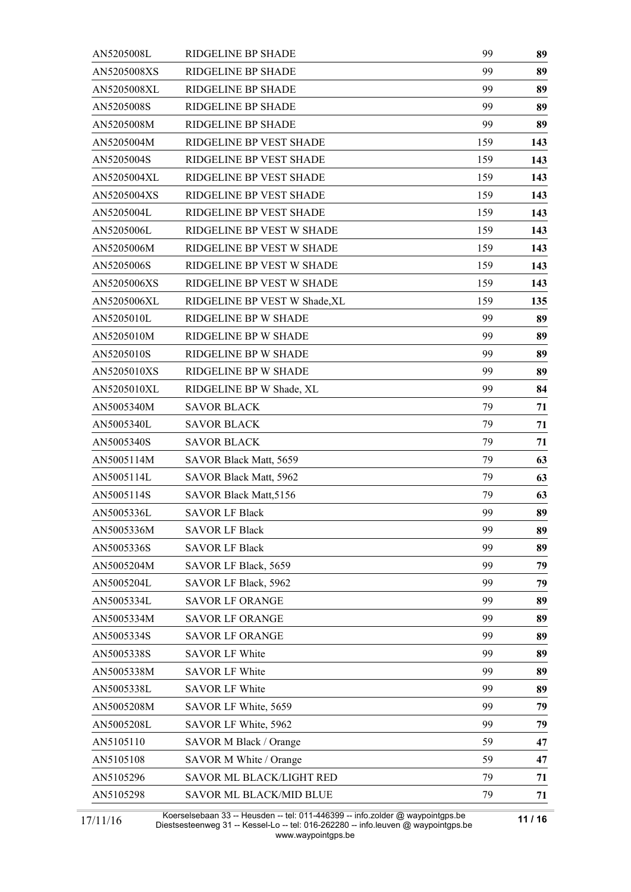| | | | |
|---|---|---|---|
| AN5205008L | RIDGELINE BP SHADE | 99 | **89** |
| AN5205008XS | RIDGELINE BP SHADE | 99 | **89** |
| AN5205008XL | RIDGELINE BP SHADE | 99 | **89** |
| AN5205008S | RIDGELINE BP SHADE | 99 | **89** |
| AN5205008M | RIDGELINE BP SHADE | 99 | **89** |
| AN5205004M | RIDGELINE BP VEST SHADE | 159 | **143** |
| AN5205004S | RIDGELINE BP VEST SHADE | 159 | **143** |
| AN5205004XL | RIDGELINE BP VEST SHADE | 159 | **143** |
| AN5205004XS | RIDGELINE BP VEST SHADE | 159 | **143** |
| AN5205004L | RIDGELINE BP VEST SHADE | 159 | **143** |
| AN5205006L | RIDGELINE BP VEST W SHADE | 159 | **143** |
| AN5205006M | RIDGELINE BP VEST W SHADE | 159 | **143** |
| AN5205006S | RIDGELINE BP VEST W SHADE | 159 | **143** |
| AN5205006XS | RIDGELINE BP VEST W SHADE | 159 | **143** |
| AN5205006XL | RIDGELINE BP VEST W Shade,XL | 159 | **135** |
| AN5205010L | RIDGELINE BP W SHADE | 99 | **89** |
| AN5205010M | RIDGELINE BP W SHADE | 99 | **89** |
| AN5205010S | RIDGELINE BP W SHADE | 99 | **89** |
| AN5205010XS | RIDGELINE BP W SHADE | 99 | **89** |
| AN5205010XL | RIDGELINE BP W Shade, XL | 99 | **84** |
| AN5005340M | SAVOR BLACK | 79 | **71** |
| AN5005340L | SAVOR BLACK | 79 | **71** |
| AN5005340S | SAVOR BLACK | 79 | **71** |
| AN5005114M | SAVOR Black Matt, 5659 | 79 | **63** |
| AN5005114L | SAVOR Black Matt, 5962 | 79 | **63** |
| AN5005114S | SAVOR Black Matt,5156 | 79 | **63** |
| AN5005336L | SAVOR LF Black | 99 | **89** |
| AN5005336M | SAVOR LF Black | 99 | **89** |
| AN5005336S | SAVOR LF Black | 99 | **89** |
| AN5005204M | SAVOR LF Black, 5659 | 99 | **79** |
| AN5005204L | SAVOR LF Black, 5962 | 99 | **79** |
| AN5005334L | SAVOR LF ORANGE | 99 | **89** |
| AN5005334M | SAVOR LF ORANGE | 99 | **89** |
| AN5005334S | SAVOR LF ORANGE | 99 | **89** |
| AN5005338S | SAVOR LF White | 99 | **89** |
| AN5005338M | SAVOR LF White | 99 | **89** |
| AN5005338L | SAVOR LF White | 99 | **89** |
| AN5005208M | SAVOR LF White, 5659 | 99 | **79** |
| AN5005208L | SAVOR LF White, 5962 | 99 | **79** |
| AN5105110 | SAVOR M Black / Orange | 59 | **47** |
| AN5105108 | SAVOR M White / Orange | 59 | **47** |
| AN5105296 | SAVOR ML BLACK/LIGHT RED | 79 | **71** |
| AN5105298 | SAVOR ML BLACK/MID BLUE | 79 | **71** |

17/11/16

Koerselsebaan 33 -- Heusden -- tel: 011-446399 -- info.zolder @ waypointgps.be
Diestsesteenweg 31 -- Kessel-Lo -- tel: 016-262280 -- info.leuven @ waypointgps.be
www.waypointgps.be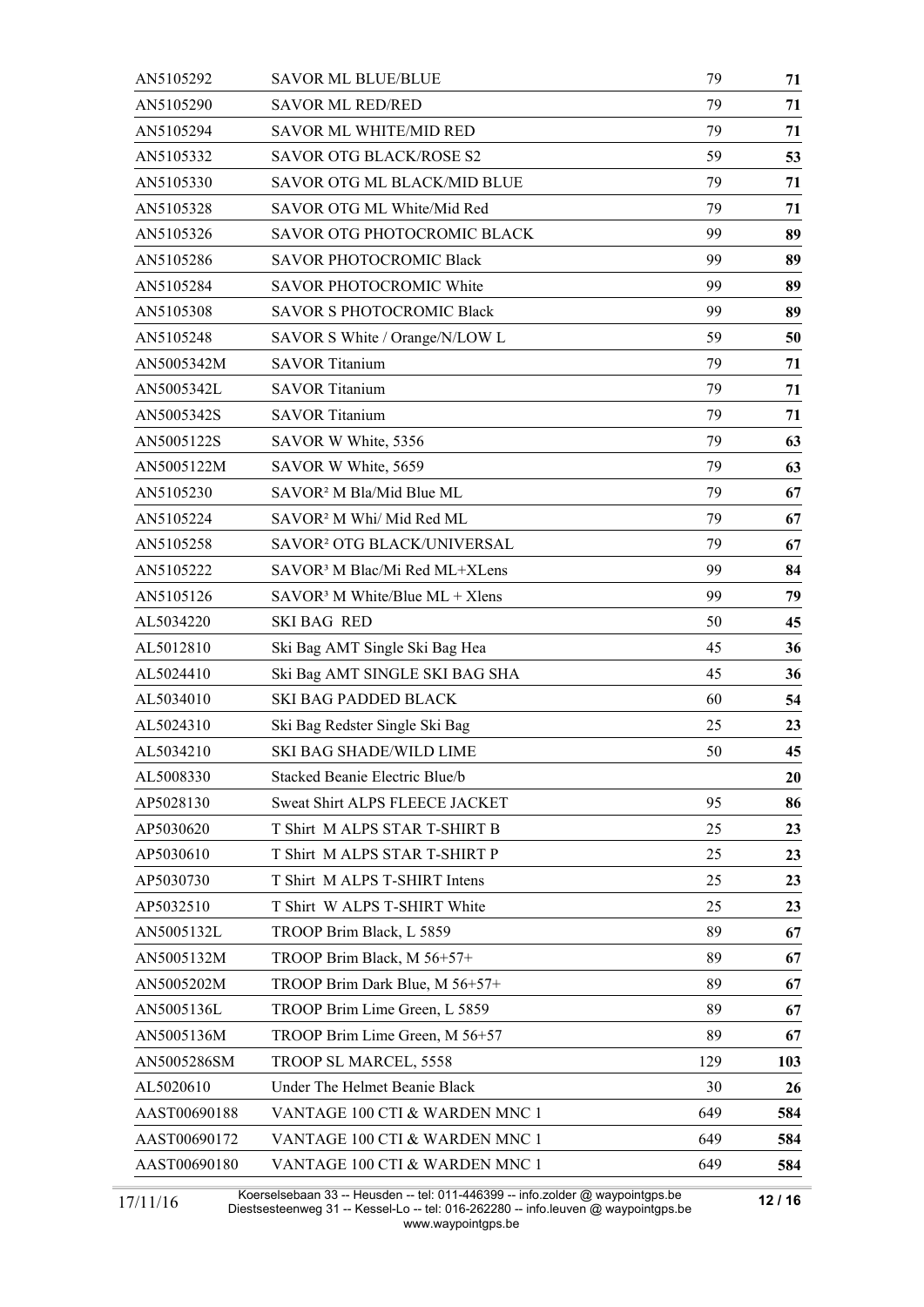| | | | |
|---|---|---|---|
| AN5105292 | SAVOR ML BLUE/BLUE | 79 | **71** |
| AN5105290 | SAVOR ML RED/RED | 79 | **71** |
| AN5105294 | SAVOR ML WHITE/MID RED | 79 | **71** |
| AN5105332 | SAVOR OTG BLACK/ROSE S2 | 59 | **53** |
| AN5105330 | SAVOR OTG ML BLACK/MID BLUE | 79 | **71** |
| AN5105328 | SAVOR OTG ML White/Mid Red | 79 | **71** |
| AN5105326 | SAVOR OTG PHOTOCROMIC BLACK | 99 | **89** |
| AN5105286 | SAVOR PHOTOCROMIC Black | 99 | **89** |
| AN5105284 | SAVOR PHOTOCROMIC White | 99 | **89** |
| AN5105308 | SAVOR S PHOTOCROMIC Black | 99 | **89** |
| AN5105248 | SAVOR S White / Orange/N/LOW L | 59 | **50** |
| AN5005342M | SAVOR Titanium | 79 | **71** |
| AN5005342L | SAVOR Titanium | 79 | **71** |
| AN5005342S | SAVOR Titanium | 79 | **71** |
| AN5005122S | SAVOR W White, 5356 | 79 | **63** |
| AN5005122M | SAVOR W White, 5659 | 79 | **63** |
| AN5105230 | SAVOR² M Bla/Mid Blue ML | 79 | **67** |
| AN5105224 | SAVOR² M Whi/ Mid Red ML | 79 | **67** |
| AN5105258 | SAVOR² OTG BLACK/UNIVERSAL | 79 | **67** |
| AN5105222 | SAVOR³ M Blac/Mi Red ML+XLens | 99 | **84** |
| AN5105126 | SAVOR³ M White/Blue ML + Xlens | 99 | **79** |
| AL5034220 | SKI BAG RED | 50 | **45** |
| AL5012810 | Ski Bag AMT Single Ski Bag Hea | 45 | **36** |
| AL5024410 | Ski Bag AMT SINGLE SKI BAG SHA | 45 | **36** |
| AL5034010 | SKI BAG PADDED BLACK | 60 | **54** |
| AL5024310 | Ski Bag Redster Single Ski Bag | 25 | **23** |
| AL5034210 | SKI BAG SHADE/WILD LIME | 50 | **45** |
| AL5008330 | Stacked Beanie Electric Blue/b | | **20** |
| AP5028130 | Sweat Shirt ALPS FLEECE JACKET | 95 | **86** |
| AP5030620 | T Shirt M ALPS STAR T-SHIRT B | 25 | **23** |
| AP5030610 | T Shirt M ALPS STAR T-SHIRT P | 25 | **23** |
| AP5030730 | T Shirt M ALPS T-SHIRT Intens | 25 | **23** |
| AP5032510 | T Shirt W ALPS T-SHIRT White | 25 | **23** |
| AN5005132L | TROOP Brim Black, L 5859 | 89 | **67** |
| AN5005132M | TROOP Brim Black, M 56+57+ | 89 | **67** |
| AN5005202M | TROOP Brim Dark Blue, M 56+57+ | 89 | **67** |
| AN5005136L | TROOP Brim Lime Green, L 5859 | 89 | **67** |
| AN5005136M | TROOP Brim Lime Green, M 56+57 | 89 | **67** |
| AN5005286SM | TROOP SL MARCEL, 5558 | 129 | **103** |
| AL5020610 | Under The Helmet Beanie Black | 30 | **26** |
| AAST00690188 | VANTAGE 100 CTI & WARDEN MNC 1 | 649 | **584** |
| AAST00690172 | VANTAGE 100 CTI & WARDEN MNC 1 | 649 | **584** |
| AAST00690180 | VANTAGE 100 CTI & WARDEN MNC 1 | 649 | **584** |

17/11/16

Koerselsebaan 33 -- Heusden -- tel: 011-446399 -- info.zolder @ waypointgps.be
Diestsesteenweg 31 -- Kessel-Lo -- tel: 016-262280 -- info.leuven @ waypointgps.be
www.waypointgps.be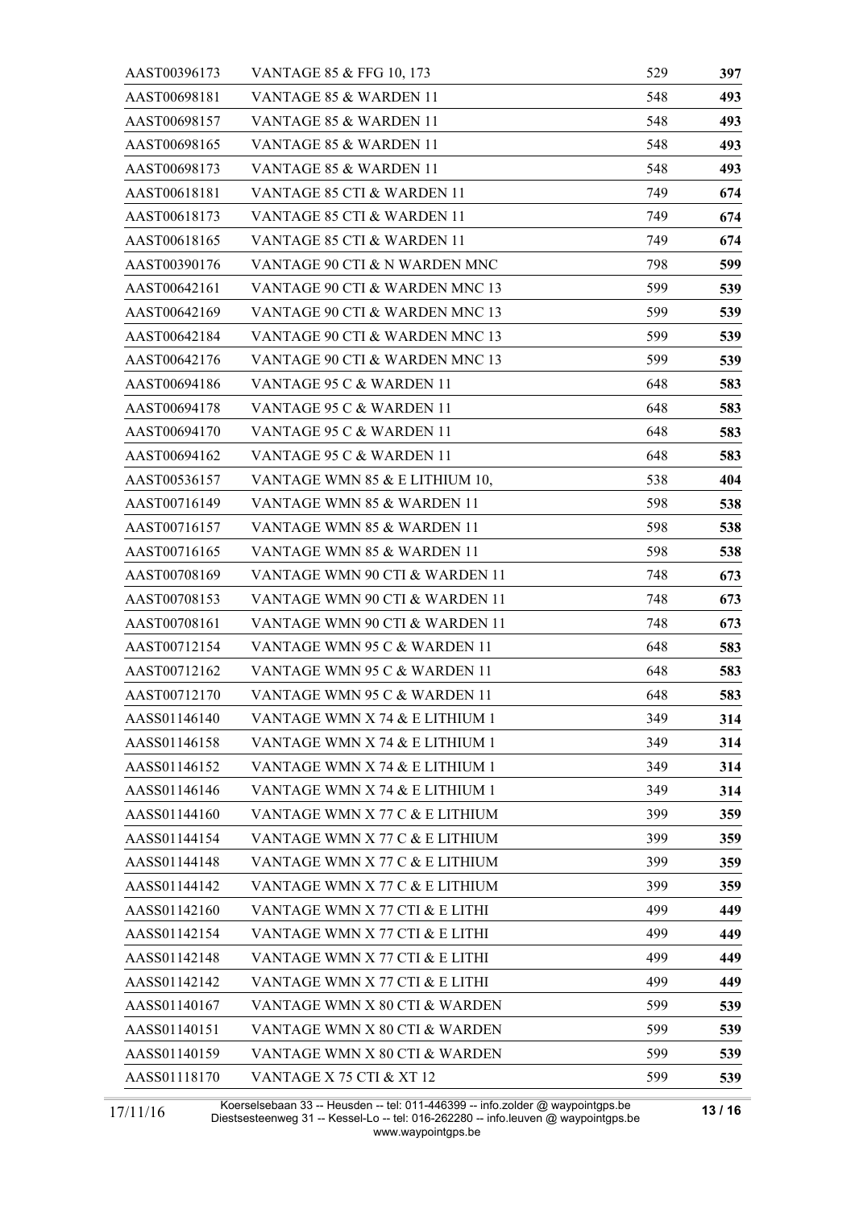| | | | |
|---|---|---|---|
| AAST00396173 | VANTAGE 85 & FFG 10, 173 | 529 | **397** |
| AAST00698181 | VANTAGE 85 & WARDEN 11 | 548 | **493** |
| AAST00698157 | VANTAGE 85 & WARDEN 11 | 548 | **493** |
| AAST00698165 | VANTAGE 85 & WARDEN 11 | 548 | **493** |
| AAST00698173 | VANTAGE 85 & WARDEN 11 | 548 | **493** |
| AAST00618181 | VANTAGE 85 CTI & WARDEN 11 | 749 | **674** |
| AAST00618173 | VANTAGE 85 CTI & WARDEN 11 | 749 | **674** |
| AAST00618165 | VANTAGE 85 CTI & WARDEN 11 | 749 | **674** |
| AAST00390176 | VANTAGE 90 CTI & N WARDEN MNC | 798 | **599** |
| AAST00642161 | VANTAGE 90 CTI & WARDEN MNC 13 | 599 | **539** |
| AAST00642169 | VANTAGE 90 CTI & WARDEN MNC 13 | 599 | **539** |
| AAST00642184 | VANTAGE 90 CTI & WARDEN MNC 13 | 599 | **539** |
| AAST00642176 | VANTAGE 90 CTI & WARDEN MNC 13 | 599 | **539** |
| AAST00694186 | VANTAGE 95 C & WARDEN 11 | 648 | **583** |
| AAST00694178 | VANTAGE 95 C & WARDEN 11 | 648 | **583** |
| AAST00694170 | VANTAGE 95 C & WARDEN 11 | 648 | **583** |
| AAST00694162 | VANTAGE 95 C & WARDEN 11 | 648 | **583** |
| AAST00536157 | VANTAGE WMN 85 & E LITHIUM 10, | 538 | **404** |
| AAST00716149 | VANTAGE WMN 85 & WARDEN 11 | 598 | **538** |
| AAST00716157 | VANTAGE WMN 85 & WARDEN 11 | 598 | **538** |
| AAST00716165 | VANTAGE WMN 85 & WARDEN 11 | 598 | **538** |
| AAST00708169 | VANTAGE WMN 90 CTI & WARDEN 11 | 748 | **673** |
| AAST00708153 | VANTAGE WMN 90 CTI & WARDEN 11 | 748 | **673** |
| AAST00708161 | VANTAGE WMN 90 CTI & WARDEN 11 | 748 | **673** |
| AAST00712154 | VANTAGE WMN 95 C & WARDEN 11 | 648 | **583** |
| AAST00712162 | VANTAGE WMN 95 C & WARDEN 11 | 648 | **583** |
| AAST00712170 | VANTAGE WMN 95 C & WARDEN 11 | 648 | **583** |
| AASS01146140 | VANTAGE WMN X 74 & E LITHIUM 1 | 349 | **314** |
| AASS01146158 | VANTAGE WMN X 74 & E LITHIUM 1 | 349 | **314** |
| AASS01146152 | VANTAGE WMN X 74 & E LITHIUM 1 | 349 | **314** |
| AASS01146146 | VANTAGE WMN X 74 & E LITHIUM 1 | 349 | **314** |
| AASS01144160 | VANTAGE WMN X 77 C & E LITHIUM | 399 | **359** |
| AASS01144154 | VANTAGE WMN X 77 C & E LITHIUM | 399 | **359** |
| AASS01144148 | VANTAGE WMN X 77 C & E LITHIUM | 399 | **359** |
| AASS01144142 | VANTAGE WMN X 77 C & E LITHIUM | 399 | **359** |
| AASS01142160 | VANTAGE WMN X 77 CTI & E LITHI | 499 | **449** |
| AASS01142154 | VANTAGE WMN X 77 CTI & E LITHI | 499 | **449** |
| AASS01142148 | VANTAGE WMN X 77 CTI & E LITHI | 499 | **449** |
| AASS01142142 | VANTAGE WMN X 77 CTI & E LITHI | 499 | **449** |
| AASS01140167 | VANTAGE WMN X 80 CTI & WARDEN | 599 | **539** |
| AASS01140151 | VANTAGE WMN X 80 CTI & WARDEN | 599 | **539** |
| AASS01140159 | VANTAGE WMN X 80 CTI & WARDEN | 599 | **539** |
| AASS01118170 | VANTAGE X 75 CTI & XT 12 | 599 | **539** |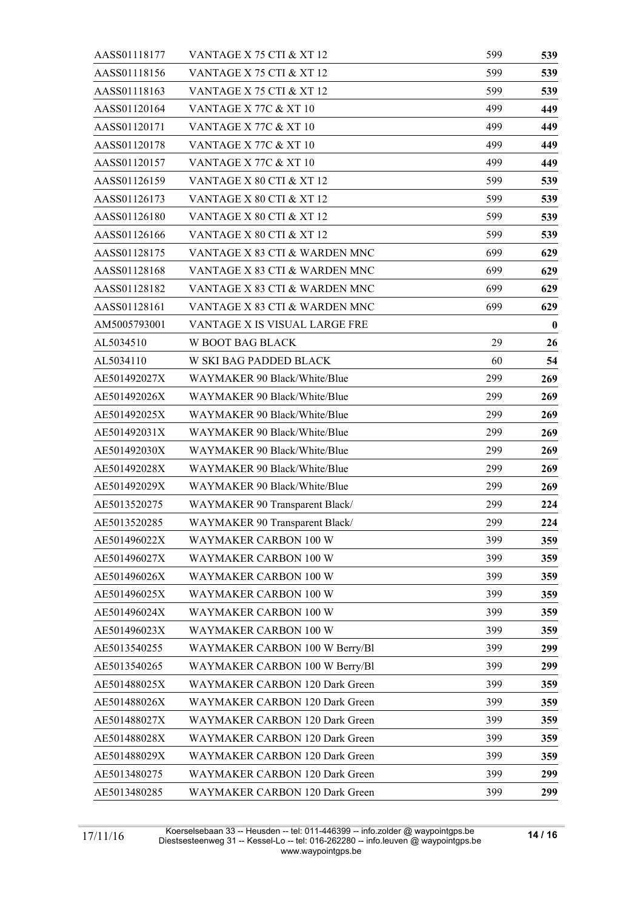| | | | |
|---|---|---|---|
| AASS01118177 | VANTAGE X 75 CTI & XT 12 | 599 | **539** |
| AASS01118156 | VANTAGE X 75 CTI & XT 12 | 599 | **539** |
| AASS01118163 | VANTAGE X 75 CTI & XT 12 | 599 | **539** |
| AASS01120164 | VANTAGE X 77C & XT 10 | 499 | **449** |
| AASS01120171 | VANTAGE X 77C & XT 10 | 499 | **449** |
| AASS01120178 | VANTAGE X 77C & XT 10 | 499 | **449** |
| AASS01120157 | VANTAGE X 77C & XT 10 | 499 | **449** |
| AASS01126159 | VANTAGE X 80 CTI & XT 12 | 599 | **539** |
| AASS01126173 | VANTAGE X 80 CTI & XT 12 | 599 | **539** |
| AASS01126180 | VANTAGE X 80 CTI & XT 12 | 599 | **539** |
| AASS01126166 | VANTAGE X 80 CTI & XT 12 | 599 | **539** |
| AASS01128175 | VANTAGE X 83 CTI & WARDEN MNC | 699 | **629** |
| AASS01128168 | VANTAGE X 83 CTI & WARDEN MNC | 699 | **629** |
| AASS01128182 | VANTAGE X 83 CTI & WARDEN MNC | 699 | **629** |
| AASS01128161 | VANTAGE X 83 CTI & WARDEN MNC | 699 | **629** |
| AM5005793001 | VANTAGE X IS VISUAL LARGE FRE | | **0** |
| AL5034510 | W BOOT BAG BLACK | 29 | **26** |
| AL5034110 | W SKI BAG PADDED BLACK | 60 | **54** |
| AE501492027X | WAYMAKER 90 Black/White/Blue | 299 | **269** |
| AE501492026X | WAYMAKER 90 Black/White/Blue | 299 | **269** |
| AE501492025X | WAYMAKER 90 Black/White/Blue | 299 | **269** |
| AE501492031X | WAYMAKER 90 Black/White/Blue | 299 | **269** |
| AE501492030X | WAYMAKER 90 Black/White/Blue | 299 | **269** |
| AE501492028X | WAYMAKER 90 Black/White/Blue | 299 | **269** |
| AE501492029X | WAYMAKER 90 Black/White/Blue | 299 | **269** |
| AE5013520275 | WAYMAKER 90 Transparent Black/ | 299 | **224** |
| AE5013520285 | WAYMAKER 90 Transparent Black/ | 299 | **224** |
| AE501496022X | WAYMAKER CARBON 100 W | 399 | **359** |
| AE501496027X | WAYMAKER CARBON 100 W | 399 | **359** |
| AE501496026X | WAYMAKER CARBON 100 W | 399 | **359** |
| AE501496025X | WAYMAKER CARBON 100 W | 399 | **359** |
| AE501496024X | WAYMAKER CARBON 100 W | 399 | **359** |
| AE501496023X | WAYMAKER CARBON 100 W | 399 | **359** |
| AE5013540255 | WAYMAKER CARBON 100 W Berry/Bl | 399 | **299** |
| AE5013540265 | WAYMAKER CARBON 100 W Berry/Bl | 399 | **299** |
| AE501488025X | WAYMAKER CARBON 120 Dark Green | 399 | **359** |
| AE501488026X | WAYMAKER CARBON 120 Dark Green | 399 | **359** |
| AE501488027X | WAYMAKER CARBON 120 Dark Green | 399 | **359** |
| AE501488028X | WAYMAKER CARBON 120 Dark Green | 399 | **359** |
| AE501488029X | WAYMAKER CARBON 120 Dark Green | 399 | **359** |
| AE5013480275 | WAYMAKER CARBON 120 Dark Green | 399 | **299** |
| AE5013480285 | WAYMAKER CARBON 120 Dark Green | 399 | **299** |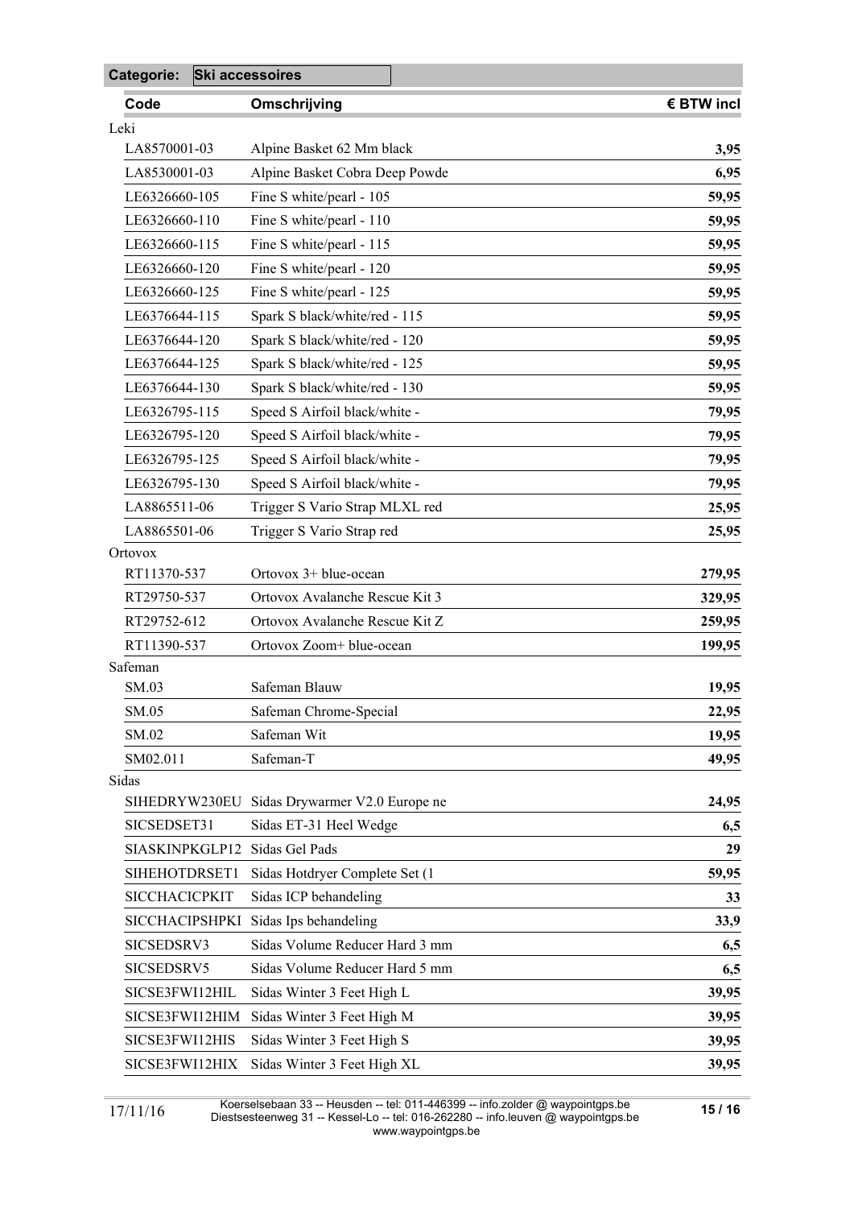**Categorie: Ski accessoires**

| Code | Omschrijving | € BTW incl |
|---|---|---|
| **Leki** | | |
| LA8570001-03 | Alpine Basket 62 Mm black | **3,95** |
| LA8530001-03 | Alpine Basket Cobra Deep Powde | **6,95** |
| LE6326660-105 | Fine S white/pearl - 105 | **59,95** |
| LE6326660-110 | Fine S white/pearl - 110 | **59,95** |
| LE6326660-115 | Fine S white/pearl - 115 | **59,95** |
| LE6326660-120 | Fine S white/pearl - 120 | **59,95** |
| LE6326660-125 | Fine S white/pearl - 125 | **59,95** |
| LE6376644-115 | Spark S black/white/red - 115 | **59,95** |
| LE6376644-120 | Spark S black/white/red - 120 | **59,95** |
| LE6376644-125 | Spark S black/white/red - 125 | **59,95** |
| LE6376644-130 | Spark S black/white/red - 130 | **59,95** |
| LE6326795-115 | Speed S Airfoil black/white - | **79,95** |
| LE6326795-120 | Speed S Airfoil black/white - | **79,95** |
| LE6326795-125 | Speed S Airfoil black/white - | **79,95** |
| LE6326795-130 | Speed S Airfoil black/white - | **79,95** |
| LA8865511-06 | Trigger S Vario Strap MLXL red | **25,95** |
| LA8865501-06 | Trigger S Vario Strap red | **25,95** |
| **Ortovox** | | |
| RT11370-537 | Ortovox 3+ blue-ocean | **279,95** |
| RT29750-537 | Ortovox Avalanche Rescue Kit 3 | **329,95** |
| RT29752-612 | Ortovox Avalanche Rescue Kit Z | **259,95** |
| RT11390-537 | Ortovox Zoom+ blue-ocean | **199,95** |
| **Safeman** | | |
| SM.03 | Safeman Blauw | **19,95** |
| SM.05 | Safeman Chrome-Special | **22,95** |
| SM.02 | Safeman Wit | **19,95** |
| SM02.011 | Safeman-T | **49,95** |
| **Sidas** | | |
| SIHEDRYW230EU | Sidas Drywarmer V2.0 Europe ne | **24,95** |
| SICSEDSET31 | Sidas ET-31 Heel Wedge | **6,5** |
| SIASKINPKGLP12 | Sidas Gel Pads | **29** |
| SIHEHOTDRSET1 | Sidas Hotdryer Complete Set (1 | **59,95** |
| SICCHACICPKIT | Sidas ICP behandeling | **33** |
| SICCHACIPSHPKI | Sidas Ips behandeling | **33,9** |
| SICSEDSRV3 | Sidas Volume Reducer Hard 3 mm | **6,5** |
| SICSEDSRV5 | Sidas Volume Reducer Hard 5 mm | **6,5** |
| SICSE3FWI12HIL | Sidas Winter 3 Feet High L | **39,95** |
| SICSE3FWI12HIM | Sidas Winter 3 Feet High M | **39,95** |
| SICSE3FWI12HIS | Sidas Winter 3 Feet High S | **39,95** |
| SICSE3FWI12HIX | Sidas Winter 3 Feet High XL | **39,95** |

17/11/16

Koerselsebaan 33 -- Heusden -- tel: 011-446399 -- info.zolder @ waypointgps.be
Diestsesteenweg 31 -- Kessel-Lo -- tel: 016-262280 -- info.leuven @ waypointgps.be
www.waypointgps.be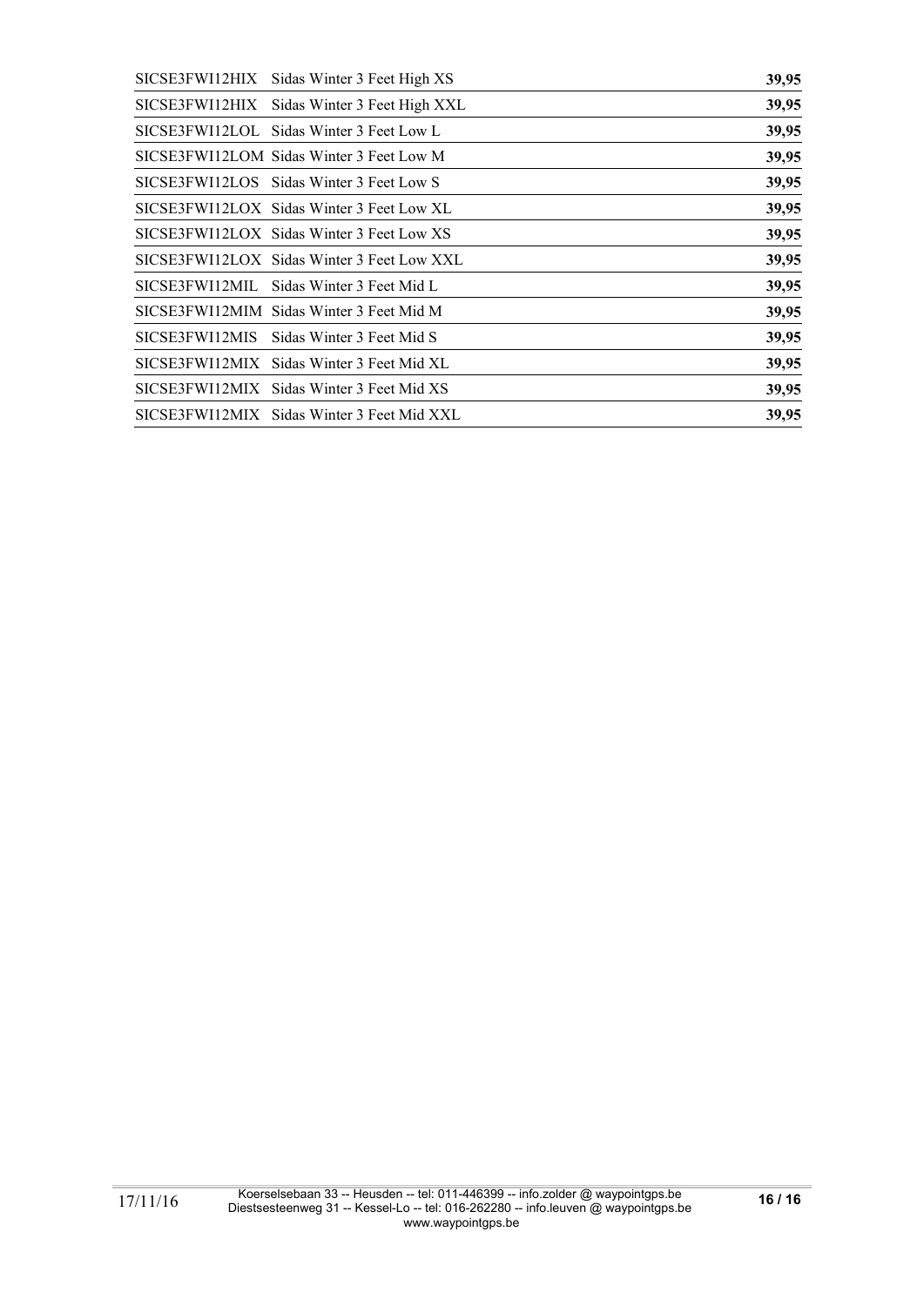| | | |
|---|---|---|
| SICSE3FWI12HIX | Sidas Winter 3 Feet High XS | **39,95** |
| SICSE3FWI12HIX | Sidas Winter 3 Feet High XXL | **39,95** |
| SICSE3FWI12LOL | Sidas Winter 3 Feet Low L | **39,95** |
| SICSE3FWI12LOM | Sidas Winter 3 Feet Low M | **39,95** |
| SICSE3FWI12LOS | Sidas Winter 3 Feet Low S | **39,95** |
| SICSE3FWI12LOX | Sidas Winter 3 Feet Low XL | **39,95** |
| SICSE3FWI12LOX | Sidas Winter 3 Feet Low XS | **39,95** |
| SICSE3FWI12LOX | Sidas Winter 3 Feet Low XXL | **39,95** |
| SICSE3FWI12MIL | Sidas Winter 3 Feet Mid L | **39,95** |
| SICSE3FWI12MIM | Sidas Winter 3 Feet Mid M | **39,95** |
| SICSE3FWI12MIS | Sidas Winter 3 Feet Mid S | **39,95** |
| SICSE3FWI12MIX | Sidas Winter 3 Feet Mid XL | **39,95** |
| SICSE3FWI12MIX | Sidas Winter 3 Feet Mid XS | **39,95** |
| SICSE3FWI12MIX | Sidas Winter 3 Feet Mid XXL | **39,95** |